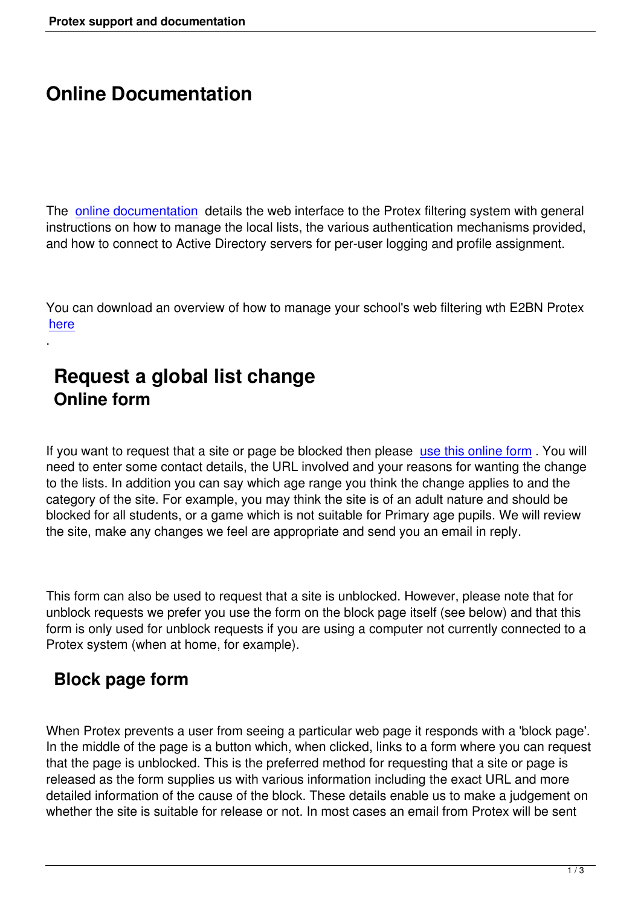# Online Documentation

The online documentation details the web interface to the Protex filtering system with general instructions on how to manage the local lists, the various authentication mechanisms provided, and how to connect to Active Directory servers for per-user logging and profile assignment.

You can download an overview of how to manage your school's web filtering wth E2BN Protex here
.

## Request a global list change

### Online form

If you want to request that a site or page be blocked then please use this online form . You will need to enter some contact details, the URL involved and your reasons for wanting the change to the lists. In addition you can say which age range you think the change applies to and the category of the site. For example, you may think the site is of an adult nature and should be blocked for all students, or a game which is not suitable for Primary age pupils. We will review the site, make any changes we feel are appropriate and send you an email in reply.

This form can also be used to request that a site is unblocked. However, please note that for unblock requests we prefer you use the form on the block page itself (see below) and that this form is only used for unblock requests if you are using a computer not currently connected to a Protex system (when at home, for example).

### Block page form

When Protex prevents a user from seeing a particular web page it responds with a 'block page'. In the middle of the page is a button which, when clicked, links to a form where you can request that the page is unblocked. This is the preferred method for requesting that a site or page is released as the form supplies us with various information including the exact URL and more detailed information of the cause of the block. These details enable us to make a judgement on whether the site is suitable for release or not. In most cases an email from Protex will be sent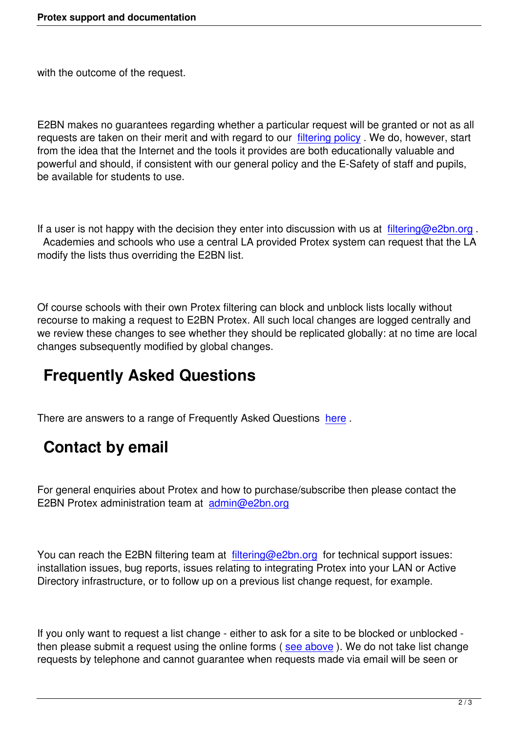with the outcome of the request.

E2BN makes no guarantees regarding whether a particular request will be granted or not as all requests are taken on their merit and with regard to our filtering policy . We do, however, start from the idea that the Internet and the tools it provides are both educationally valuable and powerful and should, if consistent with our general policy and the E-Safety of staff and pupils, be available for students to use.

If a user is not happy with the decision they enter into discussion with us at filtering@e2bn.org . Academies and schools who use a central LA provided Protex system can request that the LA modify the lists thus overriding the E2BN list.

Of course schools with their own Protex filtering can block and unblock lists locally without recourse to making a request to E2BN Protex. All such local changes are logged centrally and we review these changes to see whether they should be replicated globally: at no time are local changes subsequently modified by global changes.

## Frequently Asked Questions

There are answers to a range of Frequently Asked Questions here .

## Contact by email

For general enquiries about Protex and how to purchase/subscribe then please contact the E2BN Protex administration team at admin@e2bn.org

You can reach the E2BN filtering team at filtering@e2bn.org for technical support issues: installation issues, bug reports, issues relating to integrating Protex into your LAN or Active Directory infrastructure, or to follow up on a previous list change request, for example.

If you only want to request a list change - either to ask for a site to be blocked or unblocked - then please submit a request using the online forms ( see above ). We do not take list change requests by telephone and cannot guarantee when requests made via email will be seen or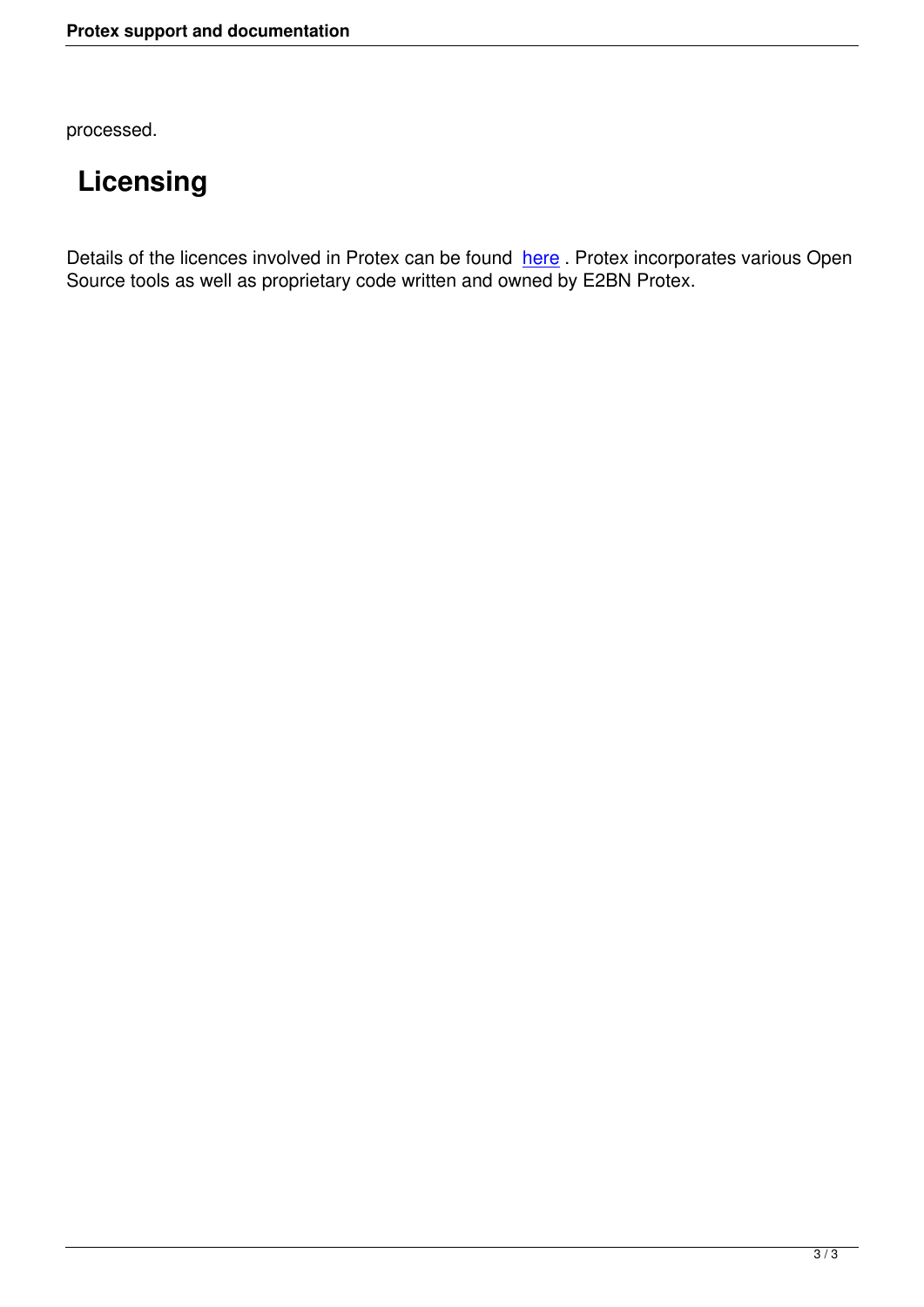processed.

## Licensing

Details of the licences involved in Protex can be found here . Protex incorporates various Open Source tools as well as proprietary code written and owned by E2BN Protex.